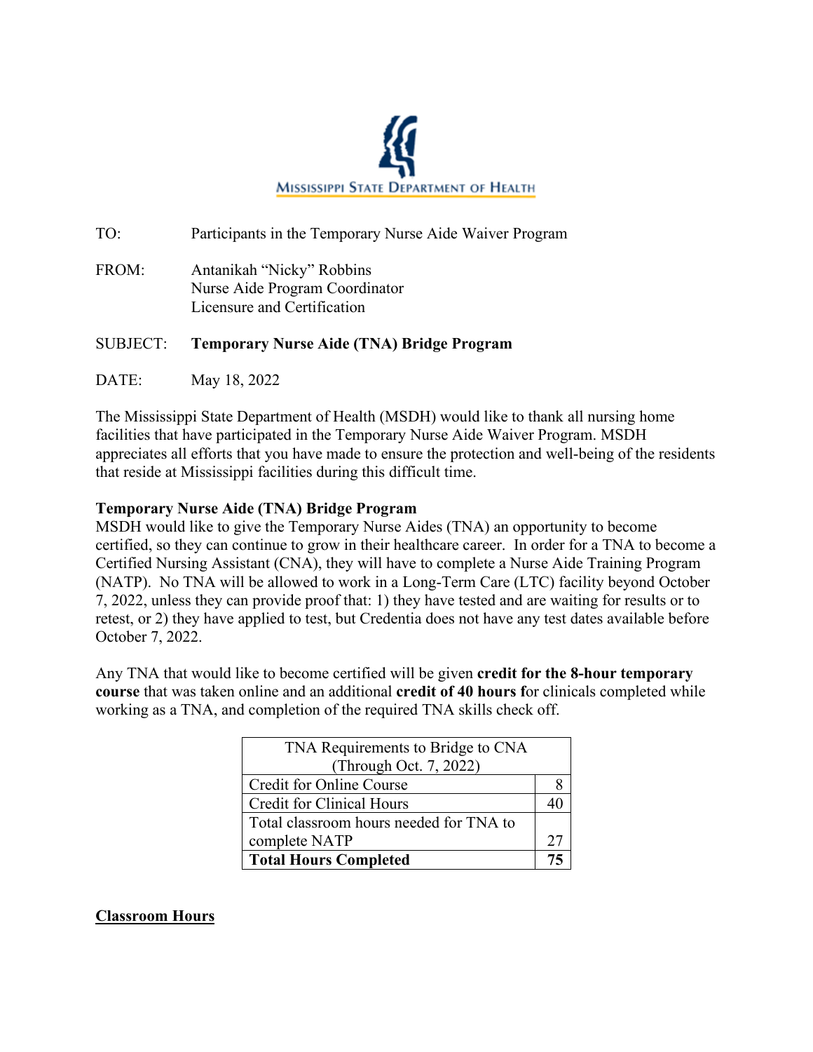MISSISSIPPI STATE DEPARTMENT OF HEALTH

TO: Participants in the Temporary Nurse Aide Waiver Program

FROM: Antanikah "Nicky" Robbins
Nurse Aide Program Coordinator
Licensure and Certification

SUBJECT: **Temporary Nurse Aide (TNA) Bridge Program**

DATE: May 18, 2022

The Mississippi State Department of Health (MSDH) would like to thank all nursing home facilities that have participated in the Temporary Nurse Aide Waiver Program. MSDH appreciates all efforts that you have made to ensure the protection and well-being of the residents that reside at Mississippi facilities during this difficult time.

**Temporary Nurse Aide (TNA) Bridge Program**

MSDH would like to give the Temporary Nurse Aides (TNA) an opportunity to become certified, so they can continue to grow in their healthcare career. In order for a TNA to become a Certified Nursing Assistant (CNA), they will have to complete a Nurse Aide Training Program (NATP). No TNA will be allowed to work in a Long-Term Care (LTC) facility beyond October 7, 2022, unless they can provide proof that: 1) they have tested and are waiting for results or to retest, or 2) they have applied to test, but Credentia does not have any test dates available before October 7, 2022.

Any TNA that would like to become certified will be given **credit for the 8-hour temporary course** that was taken online and an additional **credit of 40 hours f**or clinicals completed while working as a TNA, and completion of the required TNA skills check off.

| TNA Requirements to Bridge to CNA (Through Oct. 7, 2022) | |
|---|---|
| Credit for Online Course | 8 |
| Credit for Clinical Hours | 40 |
| Total classroom hours needed for TNA to complete NATP | 27 |
| **Total Hours Completed** | **75** |

**<u>Classroom Hours</u>**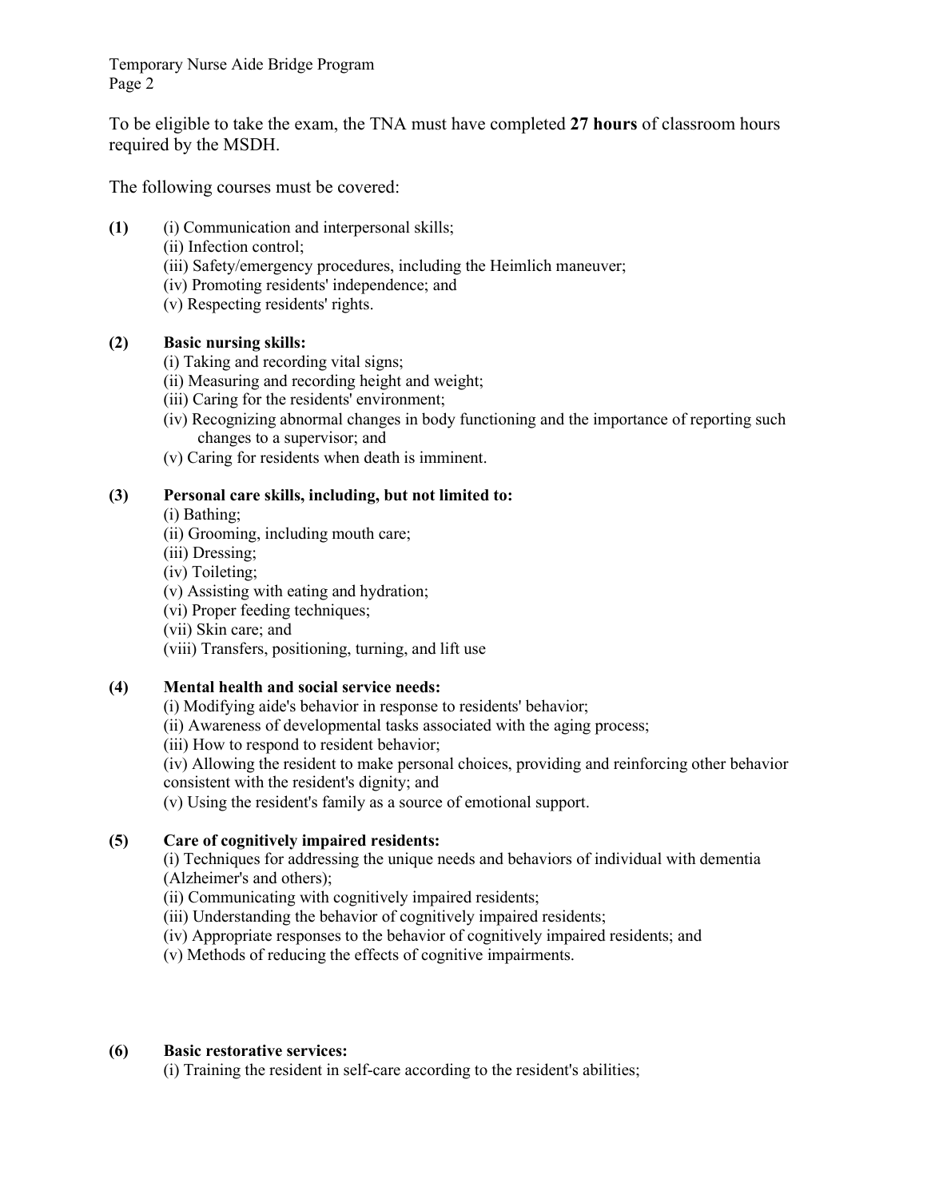To be eligible to take the exam, the TNA must have completed **27 hours** of classroom hours required by the MSDH.

The following courses must be covered:

**(1)** (i) Communication and interpersonal skills;
(ii) Infection control;
(iii) Safety/emergency procedures, including the Heimlich maneuver;
(iv) Promoting residents' independence; and
(v) Respecting residents' rights.

**(2) Basic nursing skills:**
(i) Taking and recording vital signs;
(ii) Measuring and recording height and weight;
(iii) Caring for the residents' environment;
(iv) Recognizing abnormal changes in body functioning and the importance of reporting such changes to a supervisor; and
(v) Caring for residents when death is imminent.

**(3) Personal care skills, including, but not limited to:**
(i) Bathing;
(ii) Grooming, including mouth care;
(iii) Dressing;
(iv) Toileting;
(v) Assisting with eating and hydration;
(vi) Proper feeding techniques;
(vii) Skin care; and
(viii) Transfers, positioning, turning, and lift use

**(4) Mental health and social service needs:**
(i) Modifying aide's behavior in response to residents' behavior;
(ii) Awareness of developmental tasks associated with the aging process;
(iii) How to respond to resident behavior;
(iv) Allowing the resident to make personal choices, providing and reinforcing other behavior consistent with the resident's dignity; and
(v) Using the resident's family as a source of emotional support.

**(5) Care of cognitively impaired residents:**
(i) Techniques for addressing the unique needs and behaviors of individual with dementia (Alzheimer's and others);
(ii) Communicating with cognitively impaired residents;
(iii) Understanding the behavior of cognitively impaired residents;
(iv) Appropriate responses to the behavior of cognitively impaired residents; and
(v) Methods of reducing the effects of cognitive impairments.

**(6) Basic restorative services:**
(i) Training the resident in self-care according to the resident's abilities;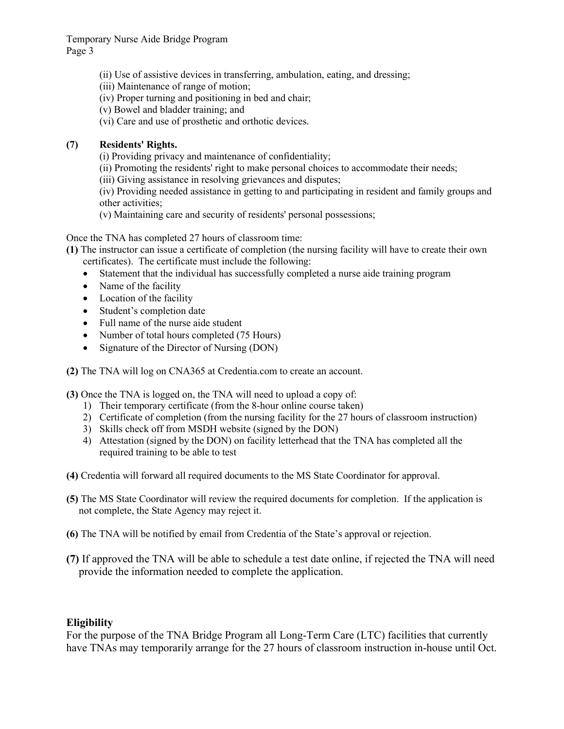(ii) Use of assistive devices in transferring, ambulation, eating, and dressing;
(iii) Maintenance of range of motion;
(iv) Proper turning and positioning in bed and chair;
(v) Bowel and bladder training; and
(vi) Care and use of prosthetic and orthotic devices.

**(7) Residents' Rights.**

(i) Providing privacy and maintenance of confidentiality;
(ii) Promoting the residents' right to make personal choices to accommodate their needs;
(iii) Giving assistance in resolving grievances and disputes;
(iv) Providing needed assistance in getting to and participating in resident and family groups and other activities;
(v) Maintaining care and security of residents' personal possessions;

Once the TNA has completed 27 hours of classroom time:

**(1)** The instructor can issue a certificate of completion (the nursing facility will have to create their own certificates). The certificate must include the following:

- Statement that the individual has successfully completed a nurse aide training program
- Name of the facility
- Location of the facility
- Student's completion date
- Full name of the nurse aide student
- Number of total hours completed (75 Hours)
- Signature of the Director of Nursing (DON)

**(2)** The TNA will log on CNA365 at Credentia.com to create an account.

**(3)** Once the TNA is logged on, the TNA will need to upload a copy of:

1) Their temporary certificate (from the 8-hour online course taken)
2) Certificate of completion (from the nursing facility for the 27 hours of classroom instruction)
3) Skills check off from MSDH website (signed by the DON)
4) Attestation (signed by the DON) on facility letterhead that the TNA has completed all the required training to be able to test

**(4)** Credentia will forward all required documents to the MS State Coordinator for approval.

**(5)** The MS State Coordinator will review the required documents for completion. If the application is not complete, the State Agency may reject it.

**(6)** The TNA will be notified by email from Credentia of the State's approval or rejection.

**(7)** If approved the TNA will be able to schedule a test date online, if rejected the TNA will need provide the information needed to complete the application.

## Eligibility

For the purpose of the TNA Bridge Program all Long-Term Care (LTC) facilities that currently have TNAs may temporarily arrange for the 27 hours of classroom instruction in-house until Oct.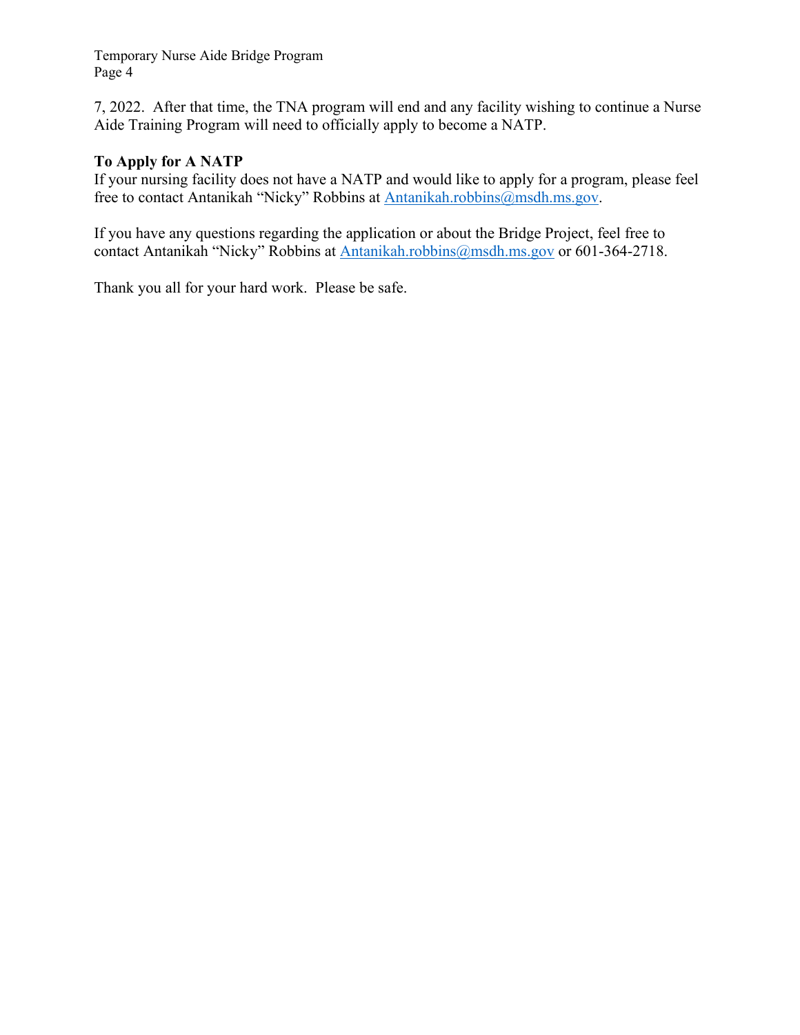7, 2022. After that time, the TNA program will end and any facility wishing to continue a Nurse Aide Training Program will need to officially apply to become a NATP.

**To Apply for A NATP**

If your nursing facility does not have a NATP and would like to apply for a program, please feel free to contact Antanikah "Nicky" Robbins at Antanikah.robbins@msdh.ms.gov.

If you have any questions regarding the application or about the Bridge Project, feel free to contact Antanikah "Nicky" Robbins at Antanikah.robbins@msdh.ms.gov or 601-364-2718.

Thank you all for your hard work. Please be safe.